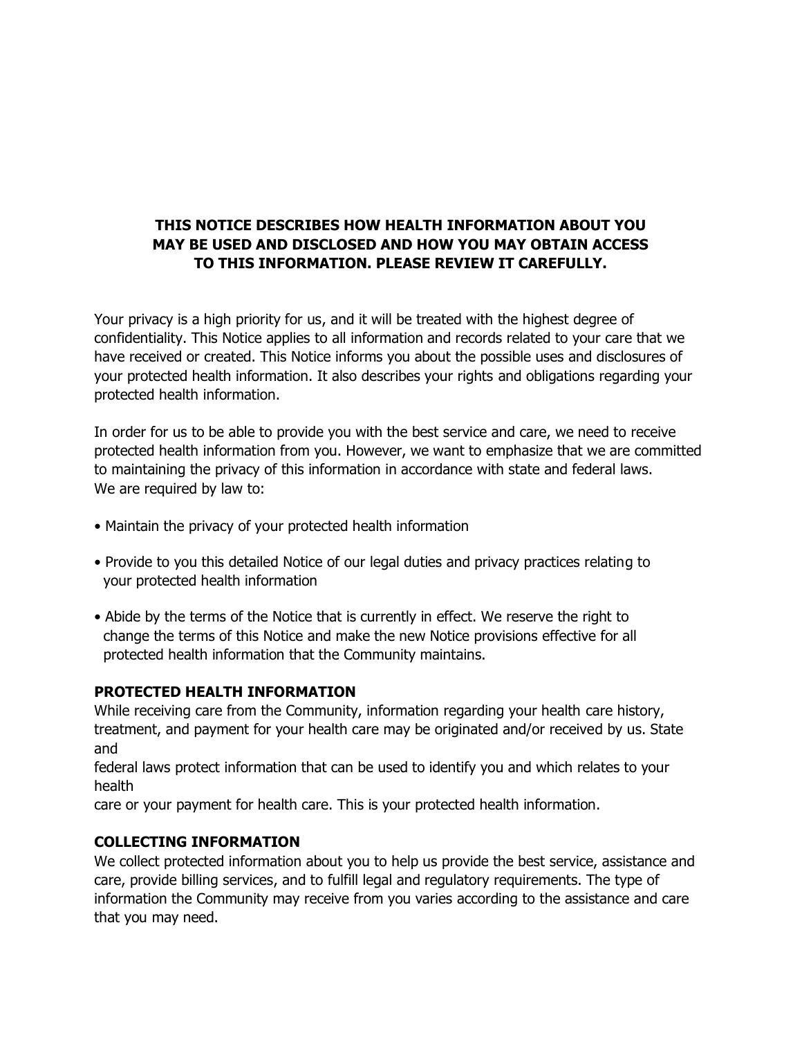**THIS NOTICE DESCRIBES HOW HEALTH INFORMATION ABOUT YOU MAY BE USED AND DISCLOSED AND HOW YOU MAY OBTAIN ACCESS TO THIS INFORMATION. PLEASE REVIEW IT CAREFULLY.**

Your privacy is a high priority for us, and it will be treated with the highest degree of confidentiality. This Notice applies to all information and records related to your care that we have received or created. This Notice informs you about the possible uses and disclosures of your protected health information. It also describes your rights and obligations regarding your protected health information.

In order for us to be able to provide you with the best service and care, we need to receive protected health information from you. However, we want to emphasize that we are committed to maintaining the privacy of this information in accordance with state and federal laws. We are required by law to:

- Maintain the privacy of your protected health information
- Provide to you this detailed Notice of our legal duties and privacy practices relating to your protected health information
- Abide by the terms of the Notice that is currently in effect. We reserve the right to change the terms of this Notice and make the new Notice provisions effective for all protected health information that the Community maintains.

## PROTECTED HEALTH INFORMATION

While receiving care from the Community, information regarding your health care history, treatment, and payment for your health care may be originated and/or received by us. State and federal laws protect information that can be used to identify you and which relates to your health care or your payment for health care. This is your protected health information.

## COLLECTING INFORMATION

We collect protected information about you to help us provide the best service, assistance and care, provide billing services, and to fulfill legal and regulatory requirements. The type of information the Community may receive from you varies according to the assistance and care that you may need.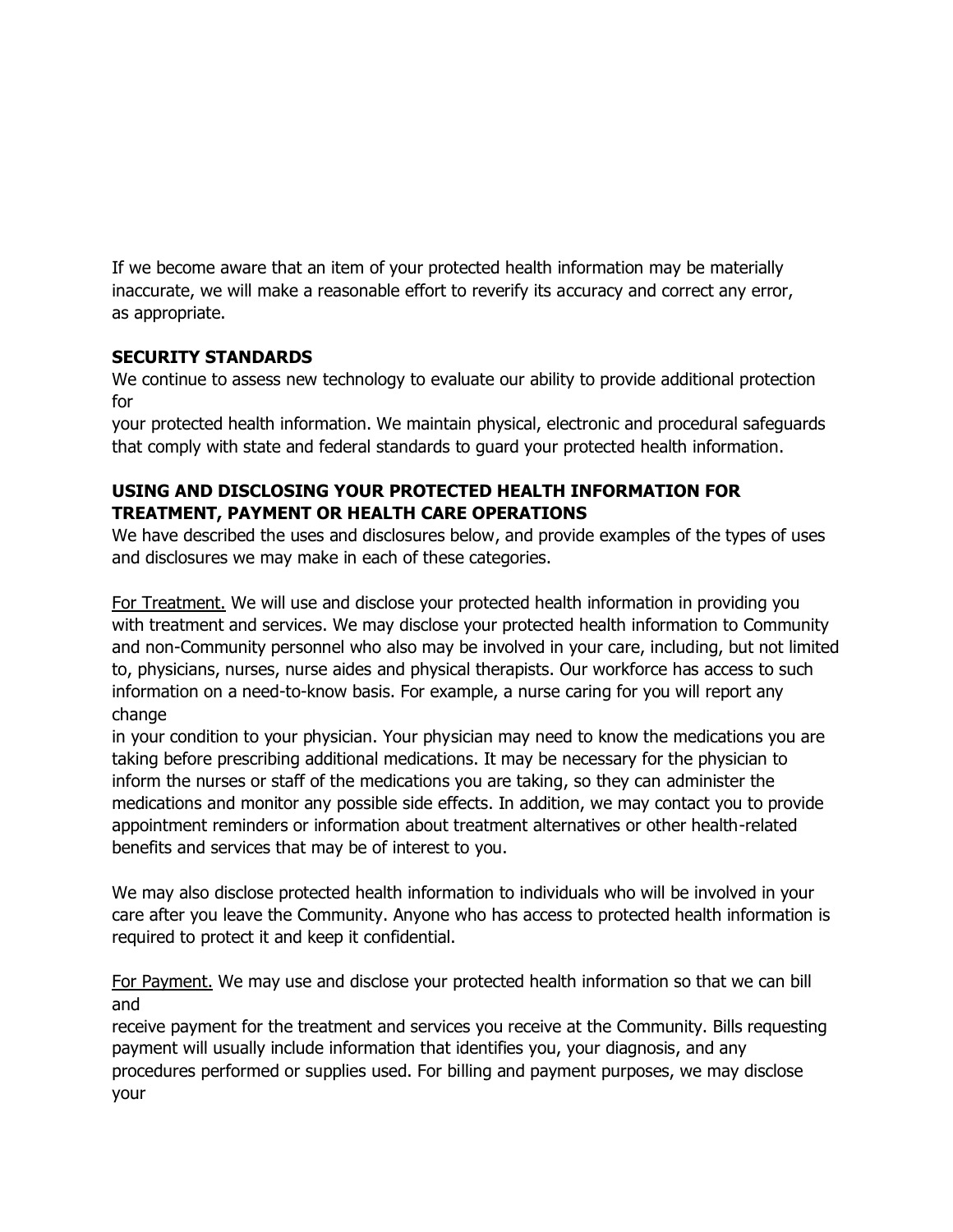If we become aware that an item of your protected health information may be materially inaccurate, we will make a reasonable effort to reverify its accuracy and correct any error, as appropriate.

**SECURITY STANDARDS**

We continue to assess new technology to evaluate our ability to provide additional protection for your protected health information. We maintain physical, electronic and procedural safeguards that comply with state and federal standards to guard your protected health information.

**USING AND DISCLOSING YOUR PROTECTED HEALTH INFORMATION FOR TREATMENT, PAYMENT OR HEALTH CARE OPERATIONS**

We have described the uses and disclosures below, and provide examples of the types of uses and disclosures we may make in each of these categories.

<u>For Treatment.</u> We will use and disclose your protected health information in providing you with treatment and services. We may disclose your protected health information to Community and non-Community personnel who also may be involved in your care, including, but not limited to, physicians, nurses, nurse aides and physical therapists. Our workforce has access to such information on a need-to-know basis. For example, a nurse caring for you will report any change in your condition to your physician. Your physician may need to know the medications you are taking before prescribing additional medications. It may be necessary for the physician to inform the nurses or staff of the medications you are taking, so they can administer the medications and monitor any possible side effects. In addition, we may contact you to provide appointment reminders or information about treatment alternatives or other health-related benefits and services that may be of interest to you.

We may also disclose protected health information to individuals who will be involved in your care after you leave the Community. Anyone who has access to protected health information is required to protect it and keep it confidential.

<u>For Payment.</u> We may use and disclose your protected health information so that we can bill and receive payment for the treatment and services you receive at the Community. Bills requesting payment will usually include information that identifies you, your diagnosis, and any procedures performed or supplies used. For billing and payment purposes, we may disclose your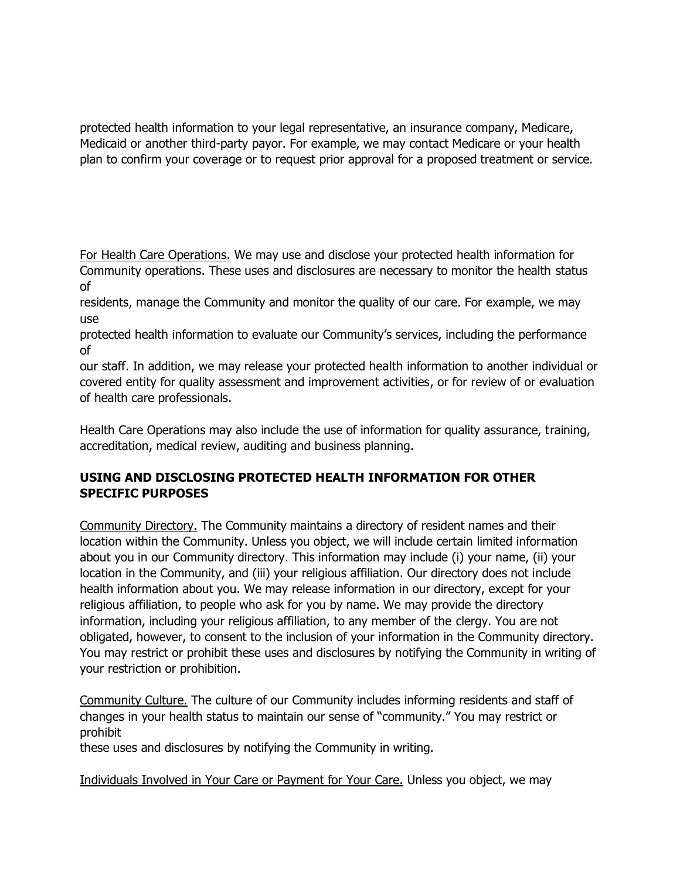protected health information to your legal representative, an insurance company, Medicare, Medicaid or another third-party payor. For example, we may contact Medicare or your health plan to confirm your coverage or to request prior approval for a proposed treatment or service.

For Health Care Operations. We may use and disclose your protected health information for Community operations. These uses and disclosures are necessary to monitor the health status of residents, manage the Community and monitor the quality of our care. For example, we may use protected health information to evaluate our Community's services, including the performance of our staff. In addition, we may release your protected health information to another individual or covered entity for quality assessment and improvement activities, or for review of or evaluation of health care professionals.

Health Care Operations may also include the use of information for quality assurance, training, accreditation, medical review, auditing and business planning.

**USING AND DISCLOSING PROTECTED HEALTH INFORMATION FOR OTHER SPECIFIC PURPOSES**

Community Directory. The Community maintains a directory of resident names and their location within the Community. Unless you object, we will include certain limited information about you in our Community directory. This information may include (i) your name, (ii) your location in the Community, and (iii) your religious affiliation. Our directory does not include health information about you. We may release information in our directory, except for your religious affiliation, to people who ask for you by name. We may provide the directory information, including your religious affiliation, to any member of the clergy. You are not obligated, however, to consent to the inclusion of your information in the Community directory. You may restrict or prohibit these uses and disclosures by notifying the Community in writing of your restriction or prohibition.

Community Culture. The culture of our Community includes informing residents and staff of changes in your health status to maintain our sense of "community." You may restrict or prohibit these uses and disclosures by notifying the Community in writing.

Individuals Involved in Your Care or Payment for Your Care. Unless you object, we may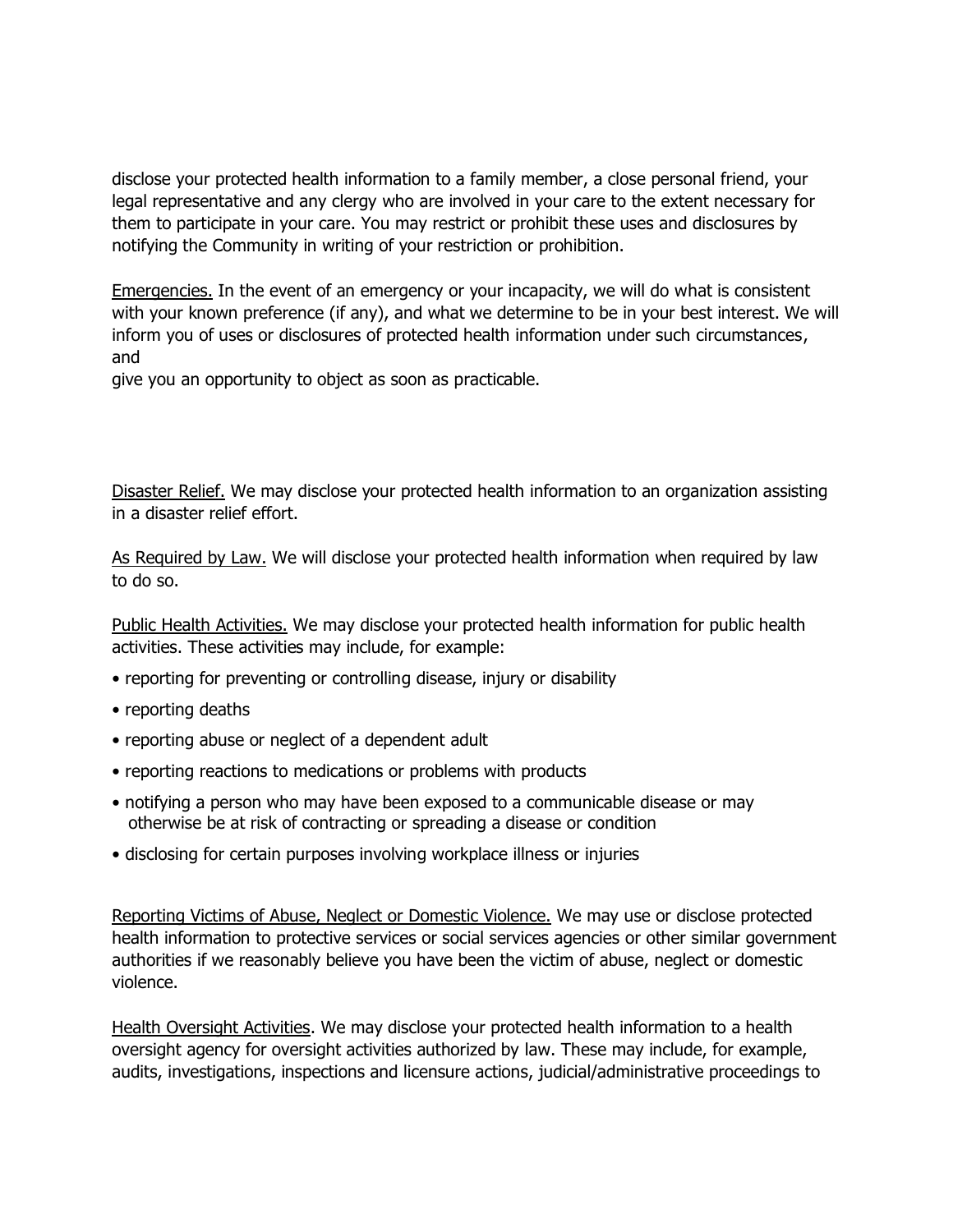disclose your protected health information to a family member, a close personal friend, your legal representative and any clergy who are involved in your care to the extent necessary for them to participate in your care. You may restrict or prohibit these uses and disclosures by notifying the Community in writing of your restriction or prohibition.

<u>Emergencies.</u> In the event of an emergency or your incapacity, we will do what is consistent with your known preference (if any), and what we determine to be in your best interest. We will inform you of uses or disclosures of protected health information under such circumstances, and
give you an opportunity to object as soon as practicable.

<u>Disaster Relief.</u> We may disclose your protected health information to an organization assisting in a disaster relief effort.

<u>As Required by Law.</u> We will disclose your protected health information when required by law to do so.

<u>Public Health Activities.</u> We may disclose your protected health information for public health activities. These activities may include, for example:

- reporting for preventing or controlling disease, injury or disability
- reporting deaths
- reporting abuse or neglect of a dependent adult
- reporting reactions to medications or problems with products
- notifying a person who may have been exposed to a communicable disease or may otherwise be at risk of contracting or spreading a disease or condition
- disclosing for certain purposes involving workplace illness or injuries

<u>Reporting Victims of Abuse, Neglect or Domestic Violence.</u> We may use or disclose protected health information to protective services or social services agencies or other similar government authorities if we reasonably believe you have been the victim of abuse, neglect or domestic violence.

<u>Health Oversight Activities</u>. We may disclose your protected health information to a health oversight agency for oversight activities authorized by law. These may include, for example, audits, investigations, inspections and licensure actions, judicial/administrative proceedings to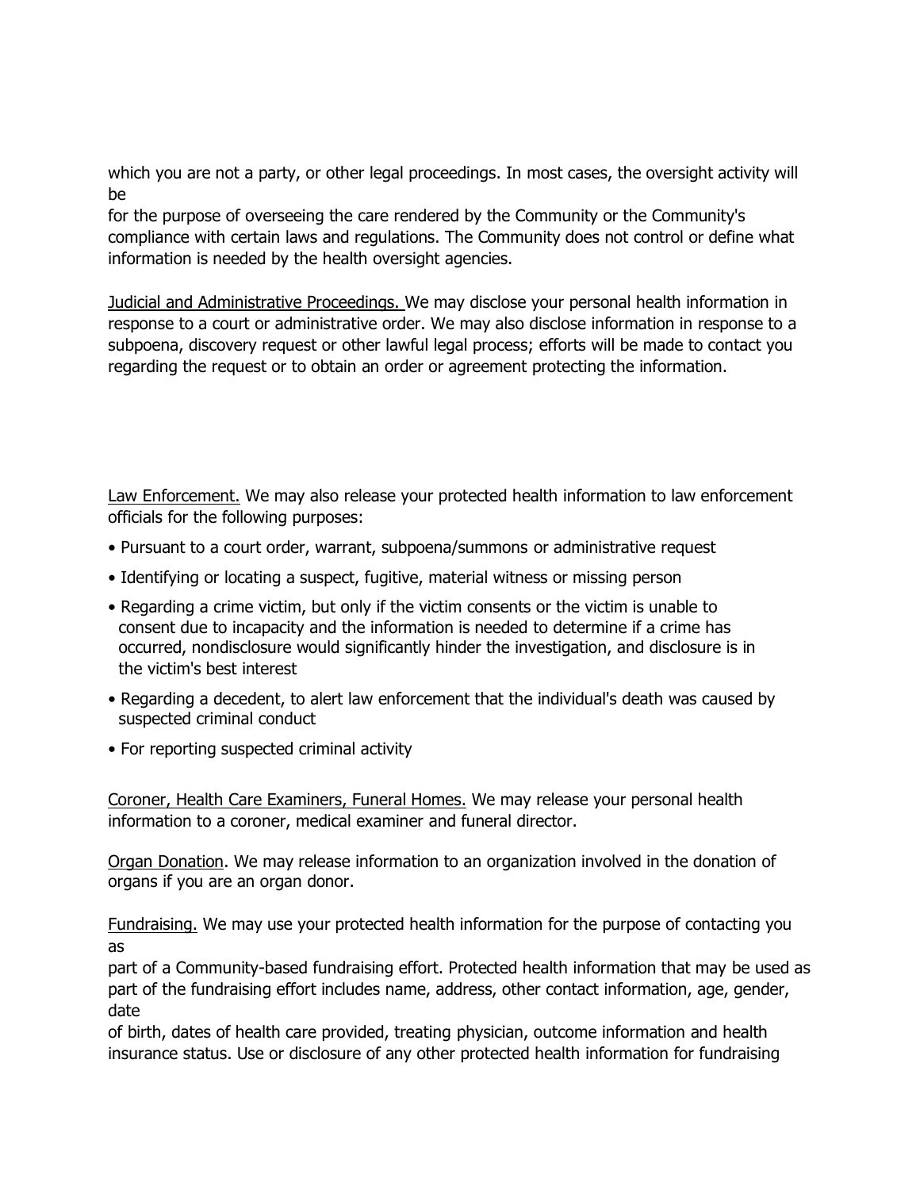which you are not a party, or other legal proceedings. In most cases, the oversight activity will be
for the purpose of overseeing the care rendered by the Community or the Community's compliance with certain laws and regulations. The Community does not control or define what information is needed by the health oversight agencies.

<u>Judicial and Administrative Proceedings.</u> We may disclose your personal health information in response to a court or administrative order. We may also disclose information in response to a subpoena, discovery request or other lawful legal process; efforts will be made to contact you regarding the request or to obtain an order or agreement protecting the information.

<u>Law Enforcement.</u> We may also release your protected health information to law enforcement officials for the following purposes:

- Pursuant to a court order, warrant, subpoena/summons or administrative request
- Identifying or locating a suspect, fugitive, material witness or missing person
- Regarding a crime victim, but only if the victim consents or the victim is unable to consent due to incapacity and the information is needed to determine if a crime has occurred, nondisclosure would significantly hinder the investigation, and disclosure is in the victim's best interest
- Regarding a decedent, to alert law enforcement that the individual's death was caused by suspected criminal conduct
- For reporting suspected criminal activity

<u>Coroner, Health Care Examiners, Funeral Homes.</u> We may release your personal health information to a coroner, medical examiner and funeral director.

<u>Organ Donation</u>. We may release information to an organization involved in the donation of organs if you are an organ donor.

<u>Fundraising.</u> We may use your protected health information for the purpose of contacting you as
part of a Community-based fundraising effort. Protected health information that may be used as part of the fundraising effort includes name, address, other contact information, age, gender, date
of birth, dates of health care provided, treating physician, outcome information and health insurance status. Use or disclosure of any other protected health information for fundraising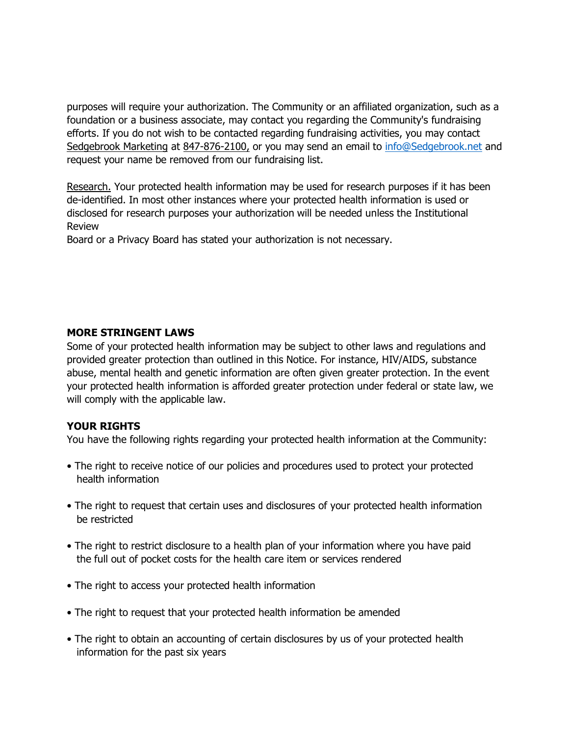purposes will require your authorization. The Community or an affiliated organization, such as a foundation or a business associate, may contact you regarding the Community's fundraising efforts. If you do not wish to be contacted regarding fundraising activities, you may contact Sedgebrook Marketing at 847-876-2100, or you may send an email to info@Sedgebrook.net and request your name be removed from our fundraising list.

Research. Your protected health information may be used for research purposes if it has been de-identified. In most other instances where your protected health information is used or disclosed for research purposes your authorization will be needed unless the Institutional Review
Board or a Privacy Board has stated your authorization is not necessary.

**MORE STRINGENT LAWS**

Some of your protected health information may be subject to other laws and regulations and provided greater protection than outlined in this Notice. For instance, HIV/AIDS, substance abuse, mental health and genetic information are often given greater protection. In the event your protected health information is afforded greater protection under federal or state law, we will comply with the applicable law.

**YOUR RIGHTS**

You have the following rights regarding your protected health information at the Community:

- The right to receive notice of our policies and procedures used to protect your protected health information
- The right to request that certain uses and disclosures of your protected health information be restricted
- The right to restrict disclosure to a health plan of your information where you have paid the full out of pocket costs for the health care item or services rendered
- The right to access your protected health information
- The right to request that your protected health information be amended
- The right to obtain an accounting of certain disclosures by us of your protected health information for the past six years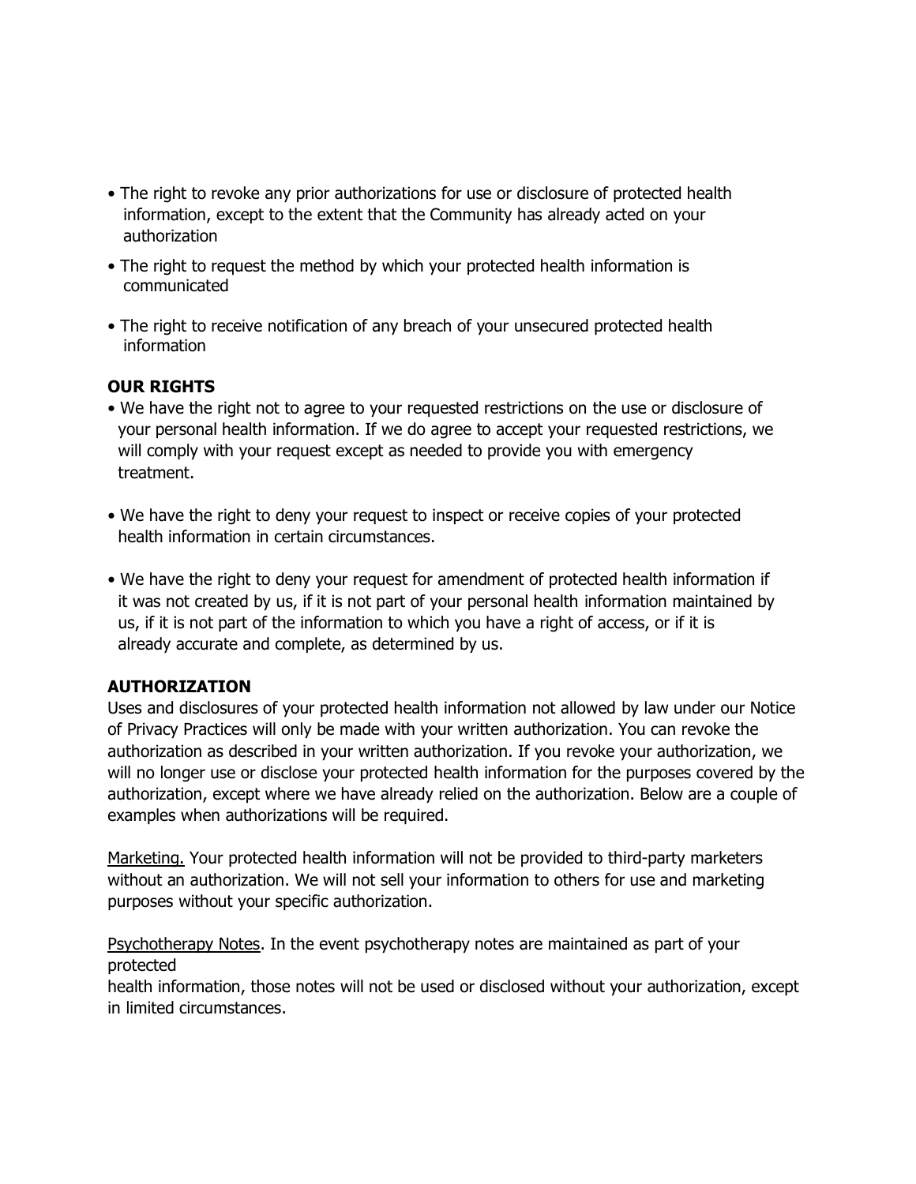- The right to revoke any prior authorizations for use or disclosure of protected health information, except to the extent that the Community has already acted on your authorization
- The right to request the method by which your protected health information is communicated
- The right to receive notification of any breach of your unsecured protected health information

**OUR RIGHTS**

- We have the right not to agree to your requested restrictions on the use or disclosure of your personal health information. If we do agree to accept your requested restrictions, we will comply with your request except as needed to provide you with emergency treatment.
- We have the right to deny your request to inspect or receive copies of your protected health information in certain circumstances.
- We have the right to deny your request for amendment of protected health information if it was not created by us, if it is not part of your personal health information maintained by us, if it is not part of the information to which you have a right of access, or if it is already accurate and complete, as determined by us.

**AUTHORIZATION**

Uses and disclosures of your protected health information not allowed by law under our Notice of Privacy Practices will only be made with your written authorization. You can revoke the authorization as described in your written authorization. If you revoke your authorization, we will no longer use or disclose your protected health information for the purposes covered by the authorization, except where we have already relied on the authorization. Below are a couple of examples when authorizations will be required.

<u>Marketing.</u> Your protected health information will not be provided to third-party marketers without an authorization. We will not sell your information to others for use and marketing purposes without your specific authorization.

<u>Psychotherapy Notes</u>. In the event psychotherapy notes are maintained as part of your protected health information, those notes will not be used or disclosed without your authorization, except in limited circumstances.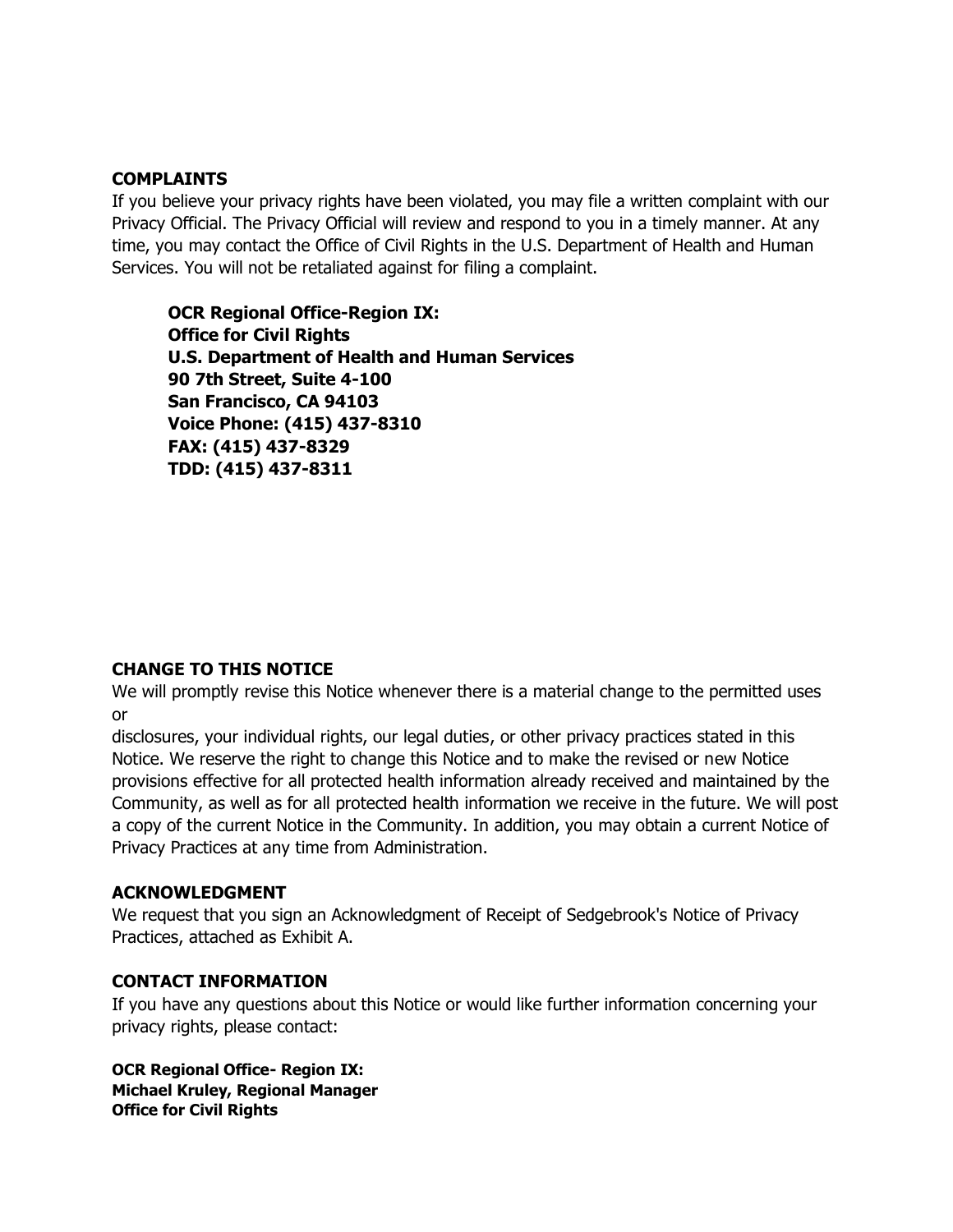## COMPLAINTS

If you believe your privacy rights have been violated, you may file a written complaint with our Privacy Official. The Privacy Official will review and respond to you in a timely manner. At any time, you may contact the Office of Civil Rights in the U.S. Department of Health and Human Services. You will not be retaliated against for filing a complaint.

> **OCR Regional Office-Region IX:**
> **Office for Civil Rights**
> **U.S. Department of Health and Human Services**
> **90 7th Street, Suite 4-100**
> **San Francisco, CA 94103**
> **Voice Phone: (415) 437-8310**
> **FAX: (415) 437-8329**
> **TDD: (415) 437-8311**

## CHANGE TO THIS NOTICE

We will promptly revise this Notice whenever there is a material change to the permitted uses or

disclosures, your individual rights, our legal duties, or other privacy practices stated in this Notice. We reserve the right to change this Notice and to make the revised or new Notice provisions effective for all protected health information already received and maintained by the Community, as well as for all protected health information we receive in the future. We will post a copy of the current Notice in the Community. In addition, you may obtain a current Notice of Privacy Practices at any time from Administration.

## ACKNOWLEDGMENT

We request that you sign an Acknowledgment of Receipt of Sedgebrook's Notice of Privacy Practices, attached as Exhibit A.

## CONTACT INFORMATION

If you have any questions about this Notice or would like further information concerning your privacy rights, please contact:

**OCR Regional Office- Region IX:**
**Michael Kruley, Regional Manager**
**Office for Civil Rights**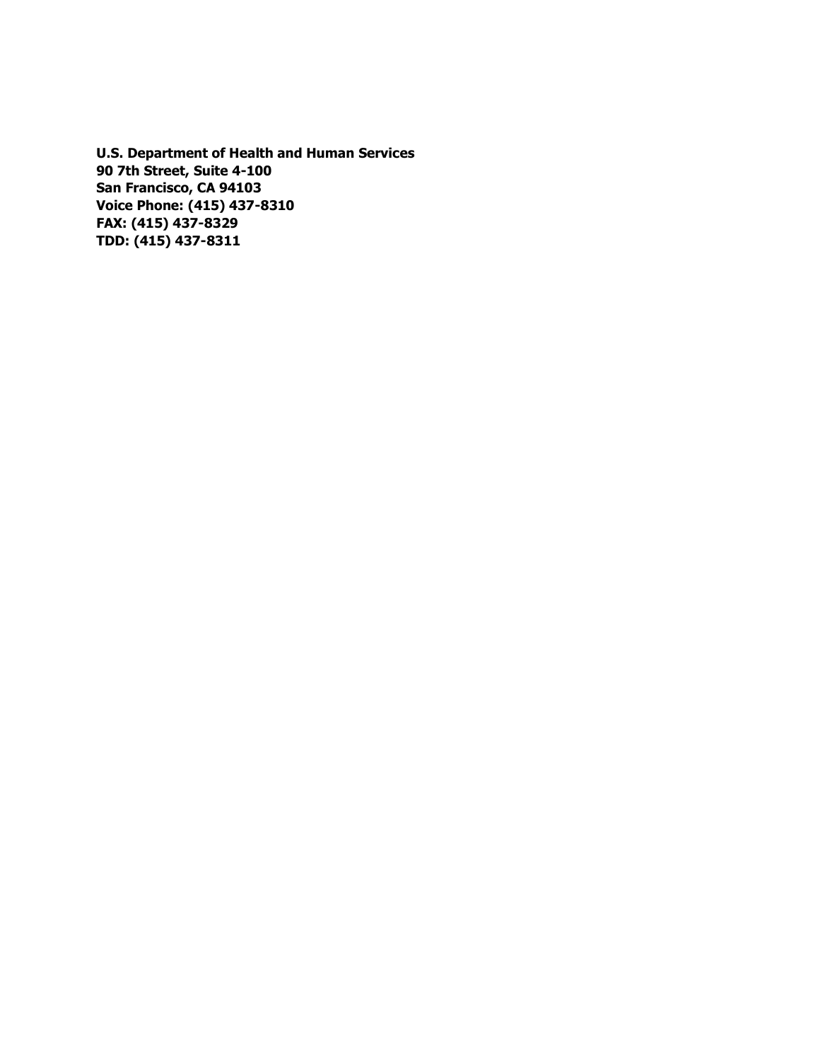**U.S. Department of Health and Human Services**
**90 7th Street, Suite 4-100**
**San Francisco, CA 94103**
**Voice Phone: (415) 437-8310**
**FAX: (415) 437-8329**
**TDD: (415) 437-8311**